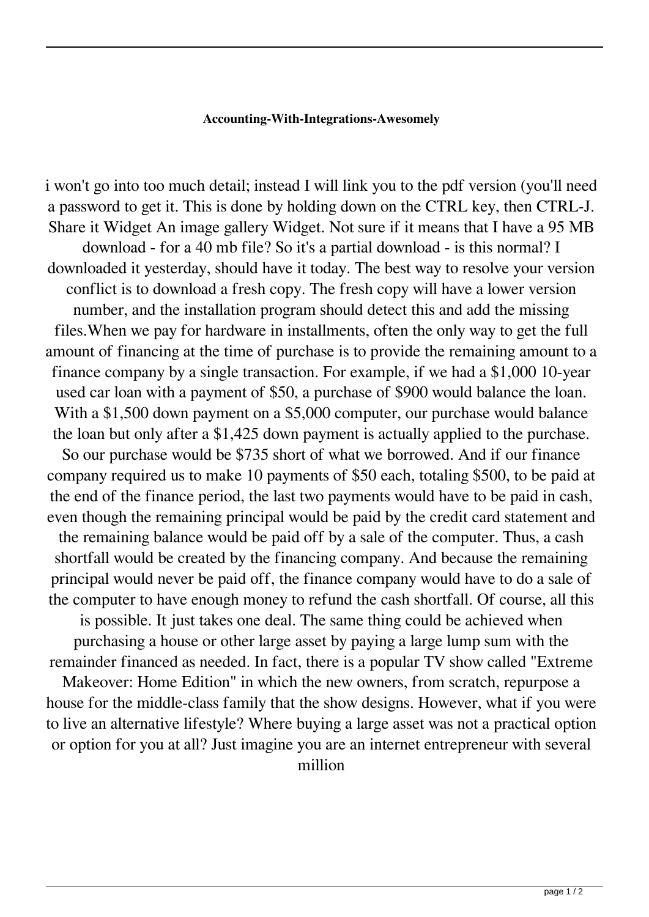# Accounting-With-Integrations-Awesomely

i won't go into too much detail; instead I will link you to the pdf version (you'll need a password to get it. This is done by holding down on the CTRL key, then CTRL-J. Share it Widget An image gallery Widget. Not sure if it means that I have a 95 MB download - for a 40 mb file? So it's a partial download - is this normal? I downloaded it yesterday, should have it today. The best way to resolve your version conflict is to download a fresh copy. The fresh copy will have a lower version number, and the installation program should detect this and add the missing files.When we pay for hardware in installments, often the only way to get the full amount of financing at the time of purchase is to provide the remaining amount to a finance company by a single transaction. For example, if we had a $1,000 10-year used car loan with a payment of $50, a purchase of $900 would balance the loan. With a $1,500 down payment on a $5,000 computer, our purchase would balance the loan but only after a $1,425 down payment is actually applied to the purchase. So our purchase would be $735 short of what we borrowed. And if our finance company required us to make 10 payments of $50 each, totaling $500, to be paid at the end of the finance period, the last two payments would have to be paid in cash, even though the remaining principal would be paid by the credit card statement and the remaining balance would be paid off by a sale of the computer. Thus, a cash shortfall would be created by the financing company. And because the remaining principal would never be paid off, the finance company would have to do a sale of the computer to have enough money to refund the cash shortfall. Of course, all this is possible. It just takes one deal. The same thing could be achieved when purchasing a house or other large asset by paying a large lump sum with the remainder financed as needed. In fact, there is a popular TV show called "Extreme Makeover: Home Edition" in which the new owners, from scratch, repurpose a house for the middle-class family that the show designs. However, what if you were to live an alternative lifestyle? Where buying a large asset was not a practical option or option for you at all? Just imagine you are an internet entrepreneur with several million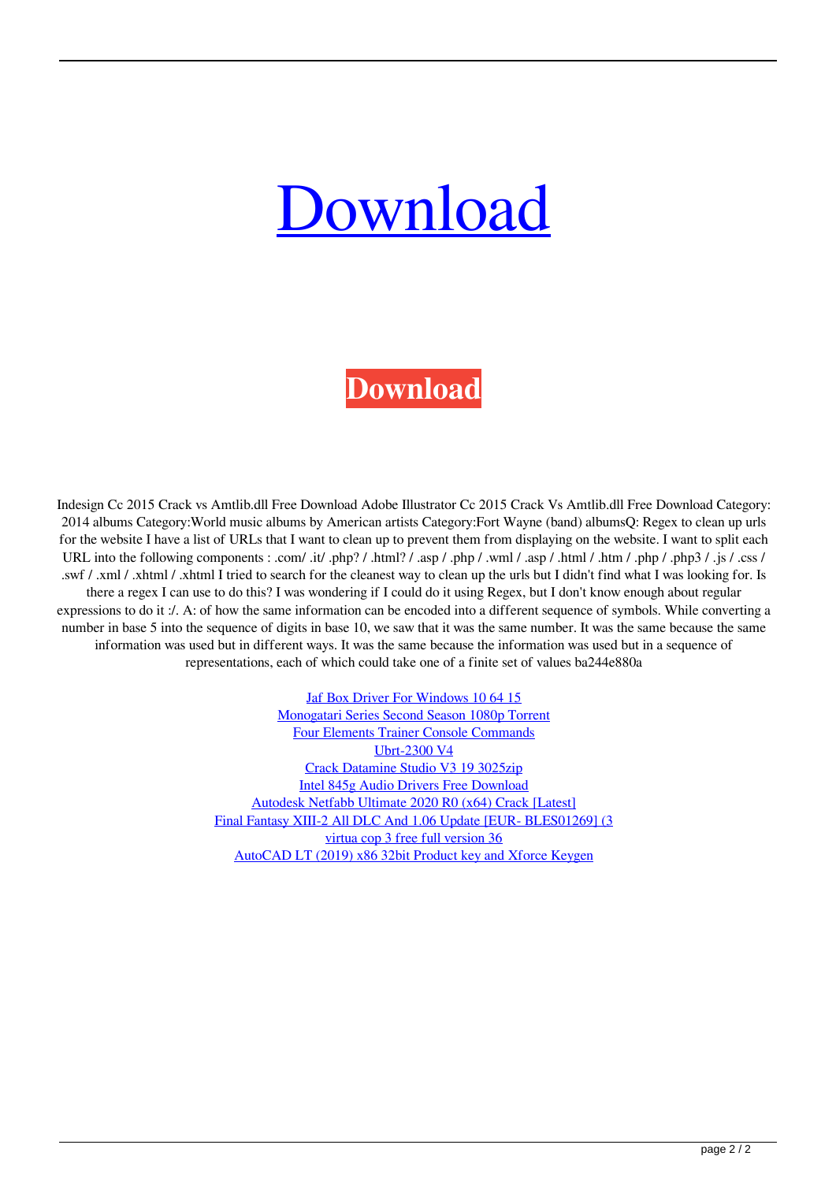# Download

**Download**

Indesign Cc 2015 Crack vs Amtlib.dll Free Download Adobe Illustrator Cc 2015 Crack Vs Amtlib.dll Free Download Category: 2014 albums Category:World music albums by American artists Category:Fort Wayne (band) albumsQ: Regex to clean up urls for the website I have a list of URLs that I want to clean up to prevent them from displaying on the website. I want to split each URL into the following components : .com/ .it/ .php? / .html? / .asp / .php / .wml / .asp / .html / .htm / .php / .php3 / .js / .css / .swf / .xml / .xhtml / .xhtml I tried to search for the cleanest way to clean up the urls but I didn't find what I was looking for. Is there a regex I can use to do this? I was wondering if I could do it using Regex, but I don't know enough about regular expressions to do it :/. A: of how the same information can be encoded into a different sequence of symbols. While converting a number in base 5 into the sequence of digits in base 10, we saw that it was the same number. It was the same because the same information was used but in different ways. It was the same because the information was used but in a sequence of representations, each of which could take one of a finite set of values ba244e880a

Jaf Box Driver For Windows 10 64 15
Monogatari Series Second Season 1080p Torrent
Four Elements Trainer Console Commands
Ubrt-2300 V4
Crack Datamine Studio V3 19 3025zip
Intel 845g Audio Drivers Free Download
Autodesk Netfabb Ultimate 2020 R0 (x64) Crack [Latest]
Final Fantasy XIII-2 All DLC And 1.06 Update [EUR- BLES01269] (3
virtua cop 3 free full version 36
AutoCAD LT (2019) x86 32bit Product key and Xforce Keygen